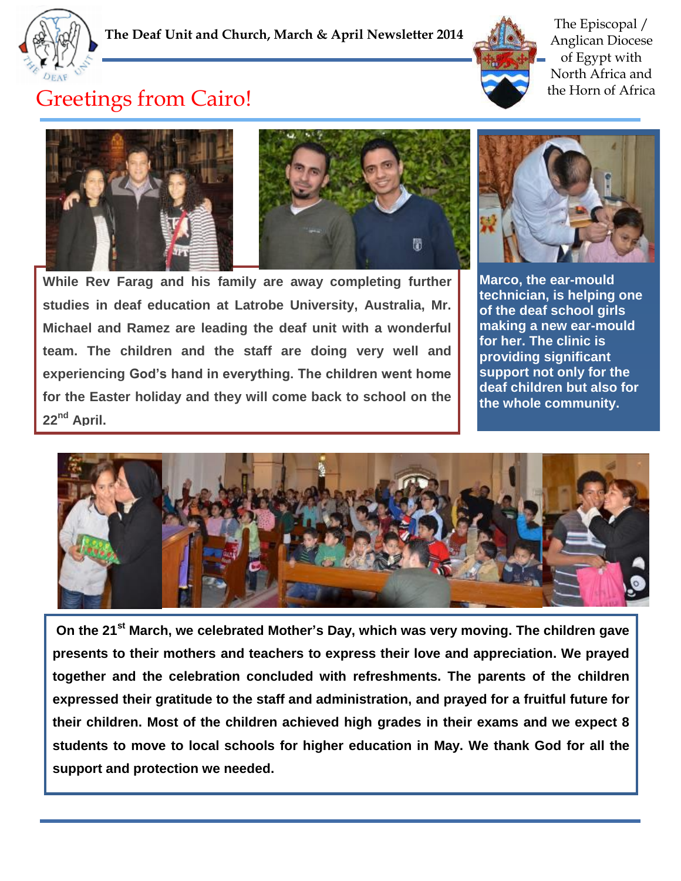**The Deaf Unit and Church, March & April Newsletter 2014**

The Episcopal / Anglican Diocese of Egypt with North Africa and the Horn of Africa

# Greetings from Cairo!

While Rev Farag and his family are away completing further studies in deaf education at Latrobe University, Australia, Mr. Michael and Ramez are leading the deaf unit with a wonderful team. The children and the staff are doing very well and experiencing God's hand in everything. The children went home for the Easter holiday and they will come back to school on the 22nd April.

**Marco, the ear-mould technician, is helping one of the deaf school girls making a new ear-mould for her. The clinic is providing significant support not only for the deaf children but also for the whole community.**

**On the 21st March, we celebrated Mother's Day, which was very moving. The children gave presents to their mothers and teachers to express their love and appreciation. We prayed together and the celebration concluded with refreshments. The parents of the children expressed their gratitude to the staff and administration, and prayed for a fruitful future for their children. Most of the children achieved high grades in their exams and we expect 8 students to move to local schools for higher education in May. We thank God for all the support and protection we needed.**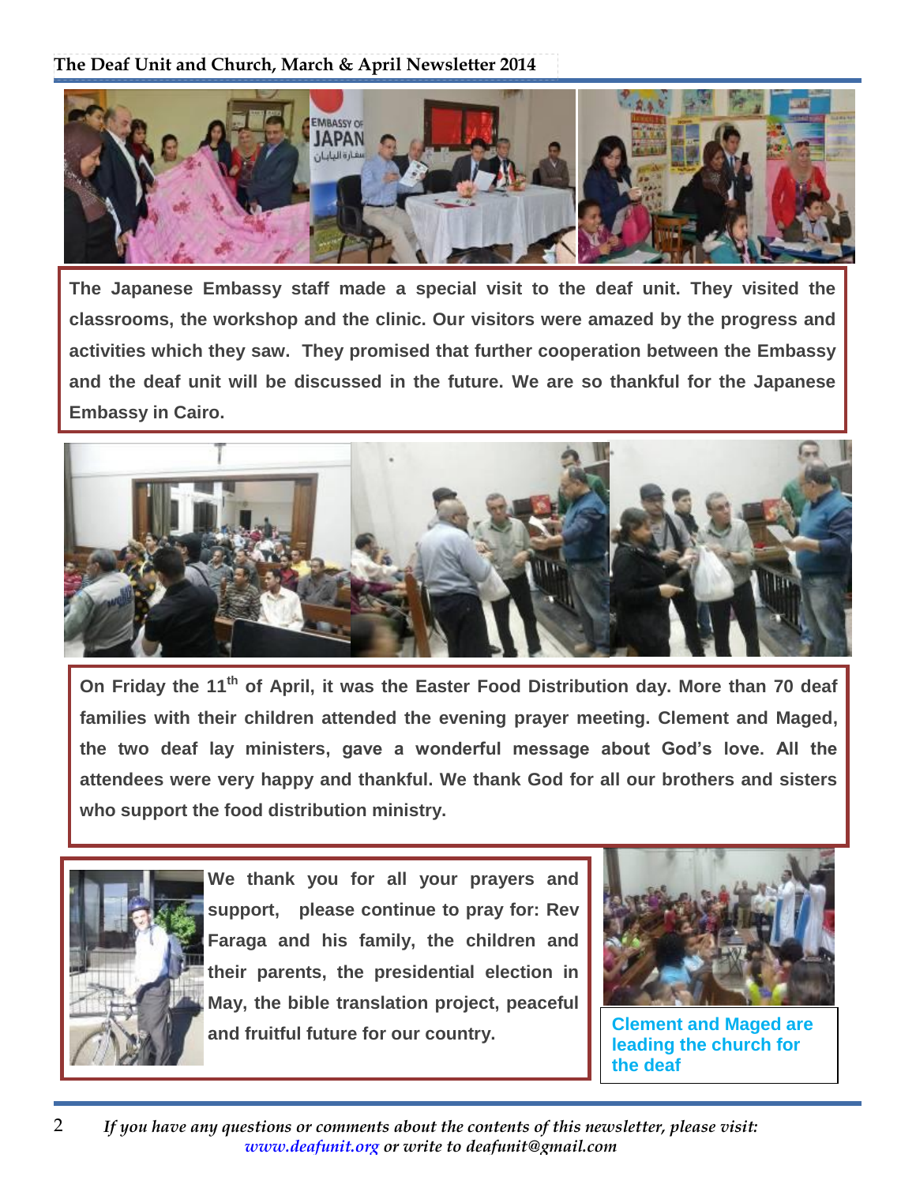The Japanese Embassy staff made a special visit to the deaf unit. They visited the classrooms, the workshop and the clinic. Our visitors were amazed by the progress and activities which they saw. They promised that further cooperation between the Embassy and the deaf unit will be discussed in the future. We are so thankful for the Japanese Embassy in Cairo.

On Friday the 11th of April, it was the Easter Food Distribution day. More than 70 deaf families with their children attended the evening prayer meeting. Clement and Maged, the two deaf lay ministers, gave a wonderful message about God's love. All the attendees were very happy and thankful. We thank God for all our brothers and sisters who support the food distribution ministry.

We thank you for all your prayers and support, please continue to pray for: Rev Faraga and his family, the children and their parents, the presidential election in May, the bible translation project, peaceful and fruitful future for our country.

Clement and Maged are leading the church for the deaf

*If you have any questions or comments about the contents of this newsletter, please visit: www.deafunit.org or write to deafunit@gmail.com*